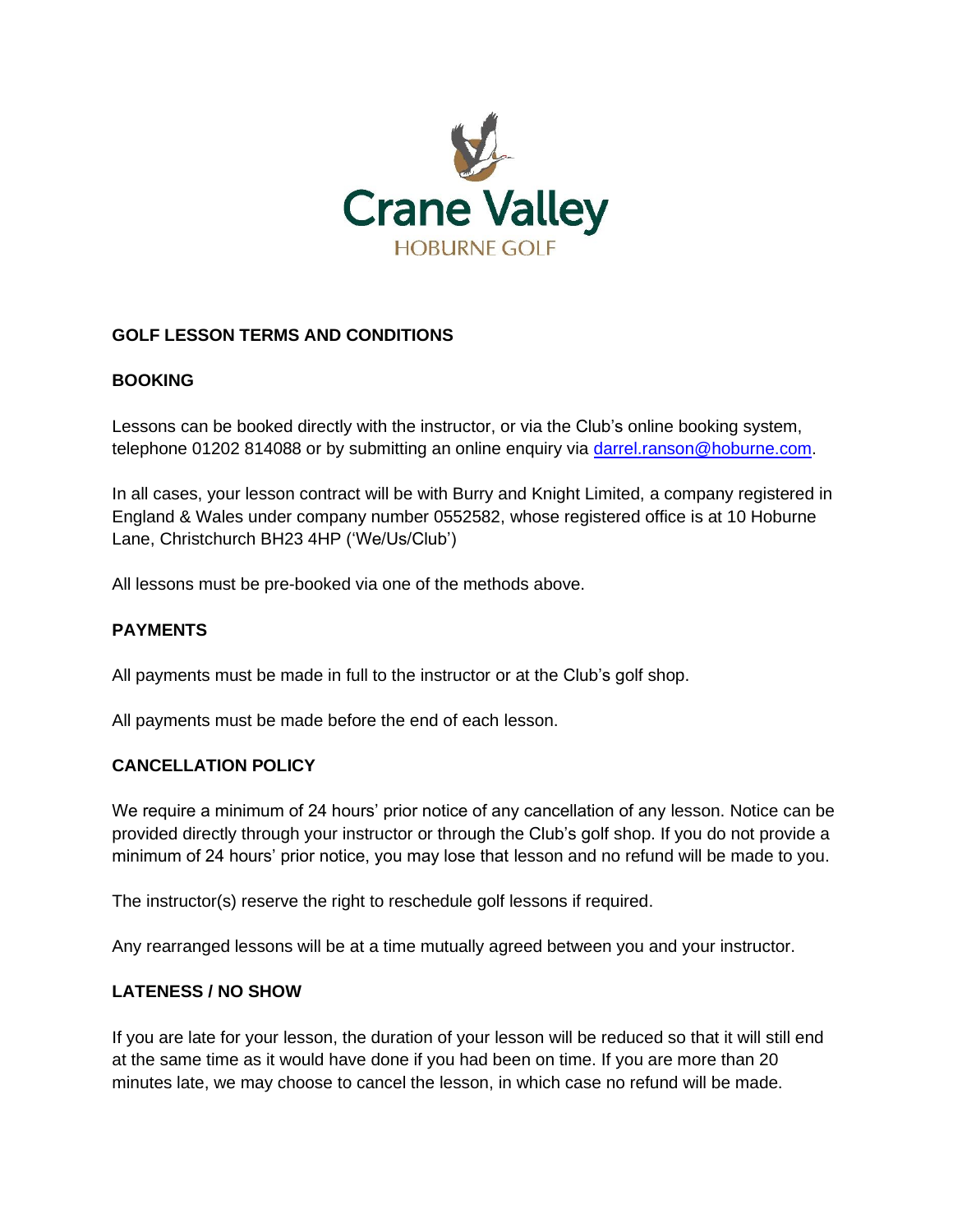Crane Valley

HOBURNE GOLF

## GOLF LESSON TERMS AND CONDITIONS

### BOOKING

Lessons can be booked directly with the instructor, or via the Club's online booking system, telephone 01202 814088 or by submitting an online enquiry via darrel.ranson@hoburne.com.

In all cases, your lesson contract will be with Burry and Knight Limited, a company registered in England & Wales under company number 0552582, whose registered office is at 10 Hoburne Lane, Christchurch BH23 4HP ('We/Us/Club')

All lessons must be pre-booked via one of the methods above.

### PAYMENTS

All payments must be made in full to the instructor or at the Club's golf shop.

All payments must be made before the end of each lesson.

### CANCELLATION POLICY

We require a minimum of 24 hours' prior notice of any cancellation of any lesson. Notice can be provided directly through your instructor or through the Club's golf shop. If you do not provide a minimum of 24 hours' prior notice, you may lose that lesson and no refund will be made to you.

The instructor(s) reserve the right to reschedule golf lessons if required.

Any rearranged lessons will be at a time mutually agreed between you and your instructor.

### LATENESS / NO SHOW

If you are late for your lesson, the duration of your lesson will be reduced so that it will still end at the same time as it would have done if you had been on time. If you are more than 20 minutes late, we may choose to cancel the lesson, in which case no refund will be made.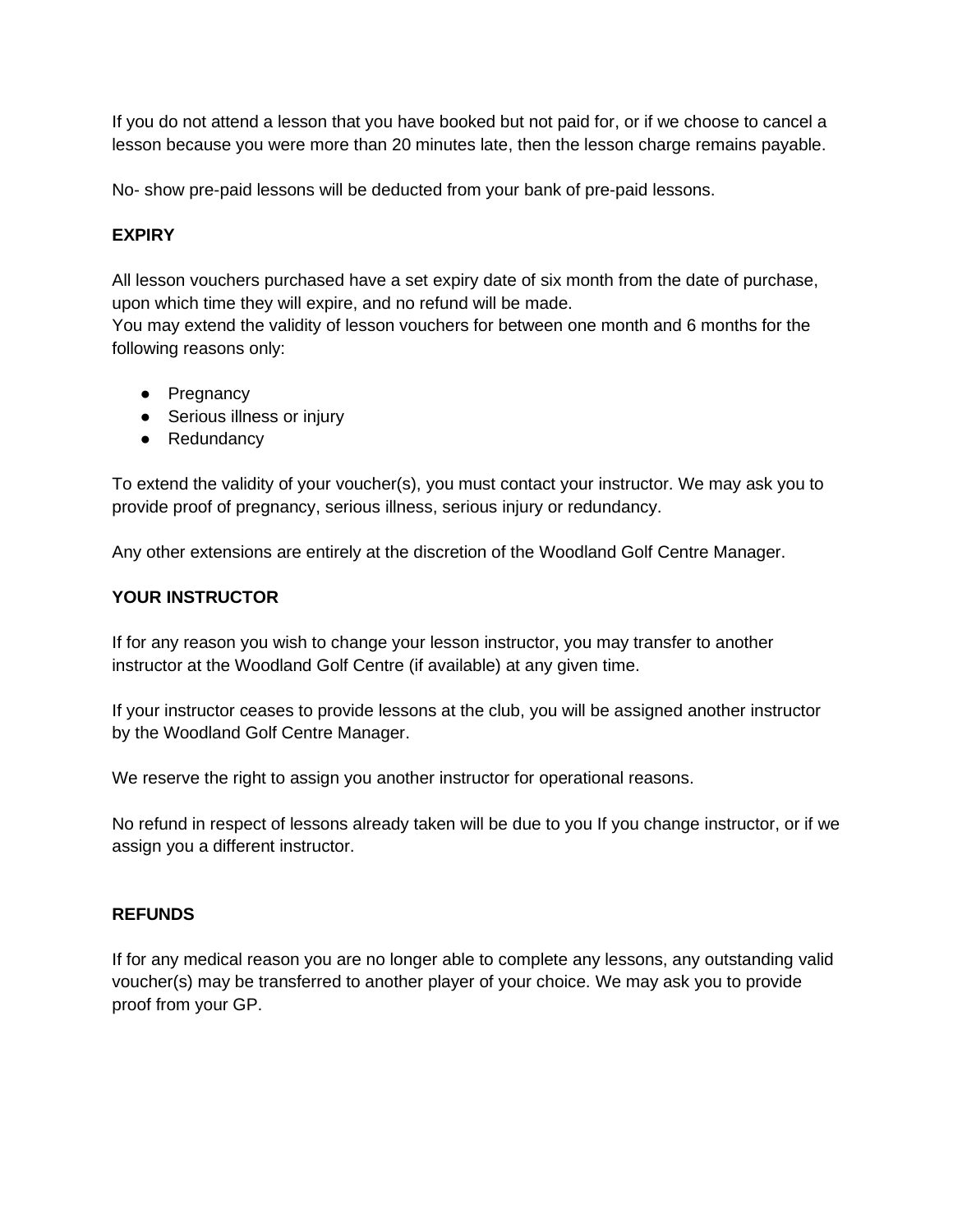If you do not attend a lesson that you have booked but not paid for, or if we choose to cancel a lesson because you were more than 20 minutes late, then the lesson charge remains payable.

No- show pre-paid lessons will be deducted from your bank of pre-paid lessons.

**EXPIRY**

All lesson vouchers purchased have a set expiry date of six month from the date of purchase, upon which time they will expire, and no refund will be made.
You may extend the validity of lesson vouchers for between one month and 6 months for the following reasons only:

- Pregnancy
- Serious illness or injury
- Redundancy

To extend the validity of your voucher(s), you must contact your instructor. We may ask you to provide proof of pregnancy, serious illness, serious injury or redundancy.

Any other extensions are entirely at the discretion of the Woodland Golf Centre Manager.

**YOUR INSTRUCTOR**

If for any reason you wish to change your lesson instructor, you may transfer to another instructor at the Woodland Golf Centre (if available) at any given time.

If your instructor ceases to provide lessons at the club, you will be assigned another instructor by the Woodland Golf Centre Manager.

We reserve the right to assign you another instructor for operational reasons.

No refund in respect of lessons already taken will be due to you If you change instructor, or if we assign you a different instructor.

**REFUNDS**

If for any medical reason you are no longer able to complete any lessons, any outstanding valid voucher(s) may be transferred to another player of your choice. We may ask you to provide proof from your GP.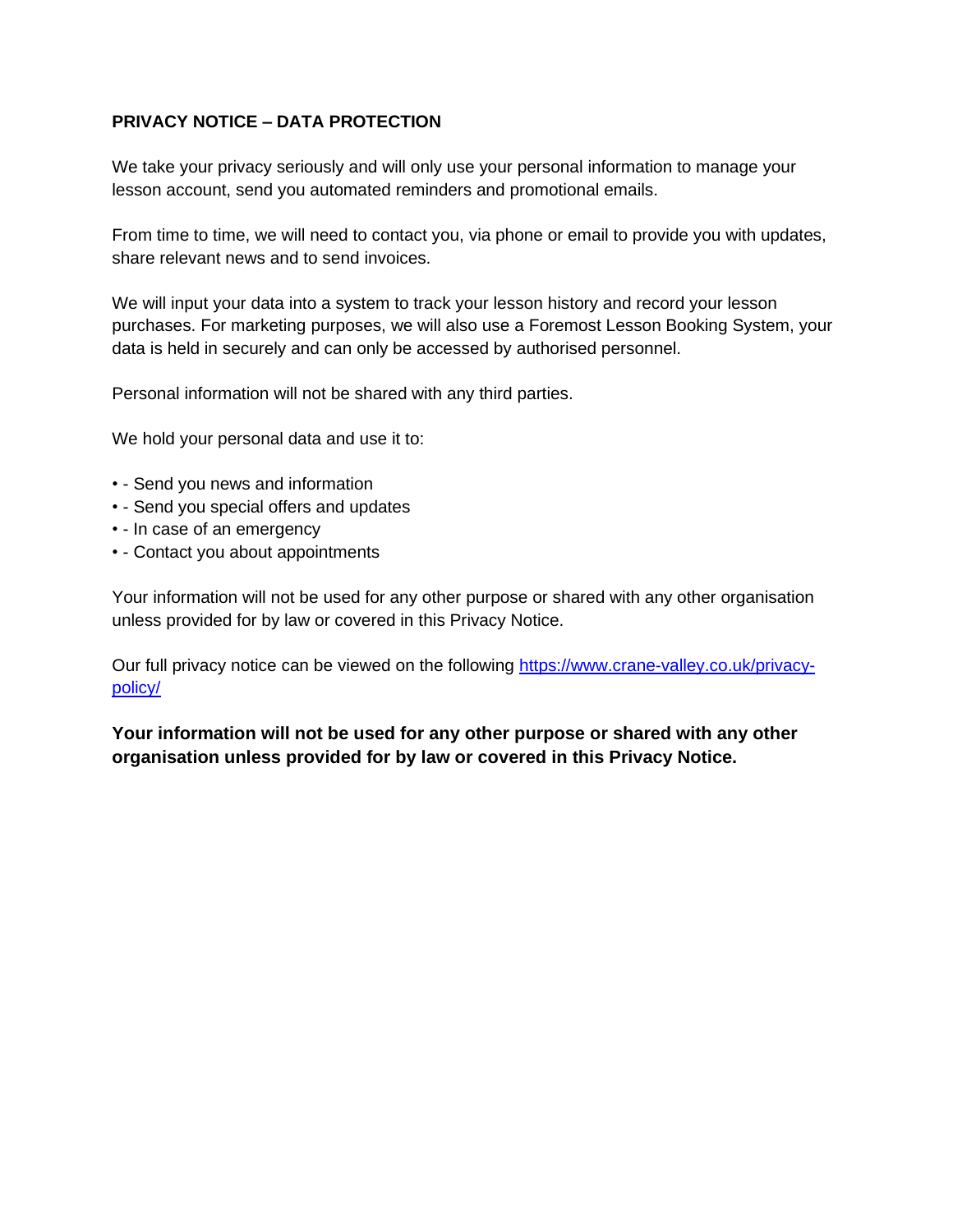**PRIVACY NOTICE – DATA PROTECTION**

We take your privacy seriously and will only use your personal information to manage your lesson account, send you automated reminders and promotional emails.

From time to time, we will need to contact you, via phone or email to provide you with updates, share relevant news and to send invoices.

We will input your data into a system to track your lesson history and record your lesson purchases. For marketing purposes, we will also use a Foremost Lesson Booking System, your data is held in securely and can only be accessed by authorised personnel.

Personal information will not be shared with any third parties.

We hold your personal data and use it to:

- - Send you news and information
- - Send you special offers and updates
- - In case of an emergency
- - Contact you about appointments

Your information will not be used for any other purpose or shared with any other organisation unless provided for by law or covered in this Privacy Notice.

Our full privacy notice can be viewed on the following [https://www.crane-valley.co.uk/privacy-policy/](https://www.crane-valley.co.uk/privacy-policy/)

**Your information will not be used for any other purpose or shared with any other organisation unless provided for by law or covered in this Privacy Notice.**